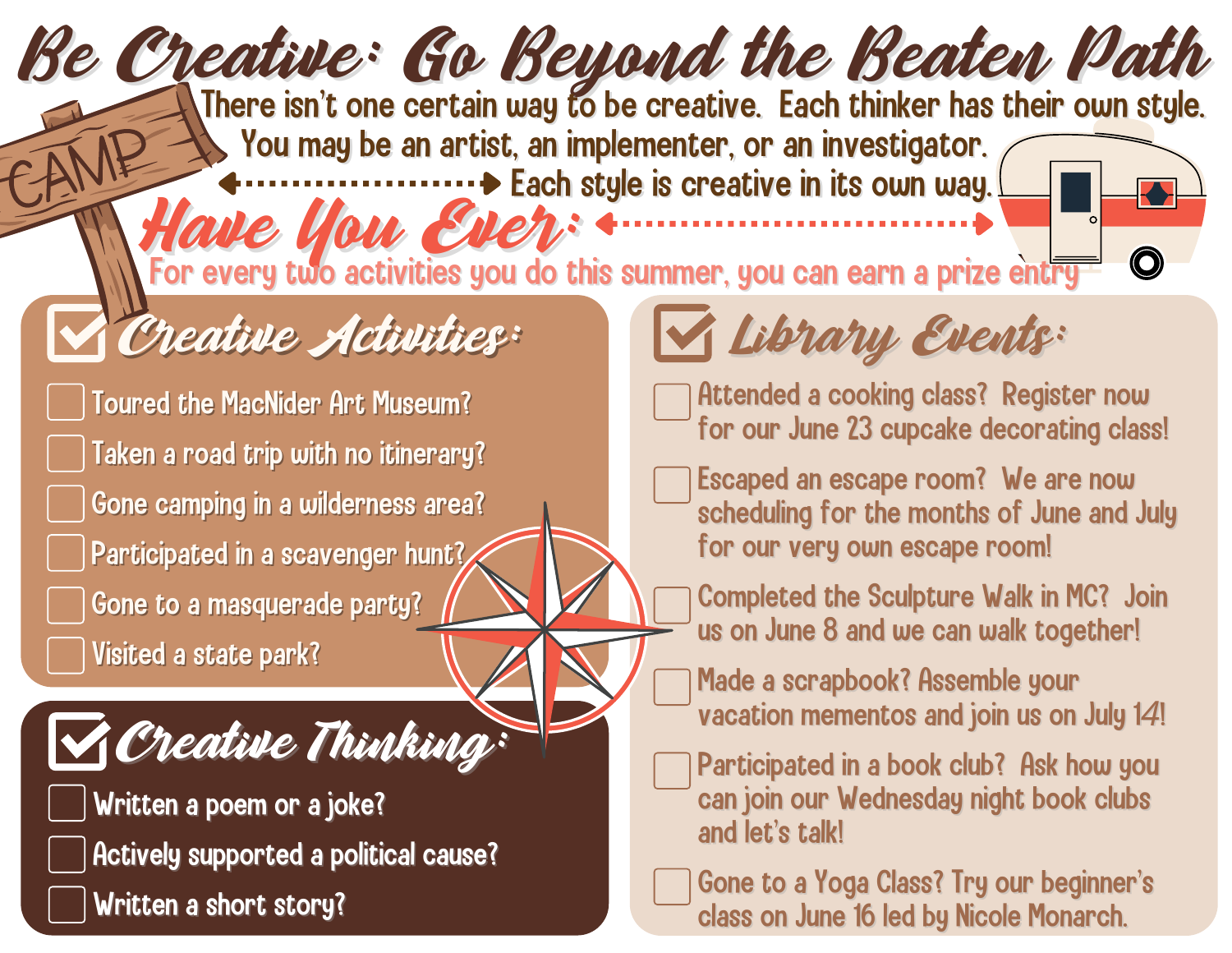# Be Creative: Go Beyond the Beaten Path

There isn't one certain way to be creative. Each thinker has their own style. You may be an artist, an implementer, or an investigator. Each style is creative in its own way.

## Have You Ever:

For every two activities you do this summer, you can earn a prize entry

### Creative Activities:

- [ ] Toured the MacNider Art Museum?
- [ ] Taken a road trip with no itinerary?
- [ ] Gone camping in a wilderness area?
- [ ] Participated in a scavenger hunt?
- [ ] Gone to a masquerade party?
- [ ] Visited a state park?

### Creative Thinking:

- [ ] Written a poem or a joke?
- [ ] Actively supported a political cause?
- [ ] Written a short story?

### Library Events:

- [ ] Attended a cooking class? Register now for our June 23 cupcake decorating class!
- [ ] Escaped an escape room? We are now scheduling for the months of June and July for our very own escape room!
- [ ] Completed the Sculpture Walk in MC? Join us on June 8 and we can walk together!
- [ ] Made a scrapbook? Assemble your vacation mementos and join us on July 14!
- [ ] Participated in a book club? Ask how you can join our Wednesday night book clubs and let's talk!
- [ ] Gone to a Yoga Class? Try our beginner's class on June 16 led by Nicole Monarch.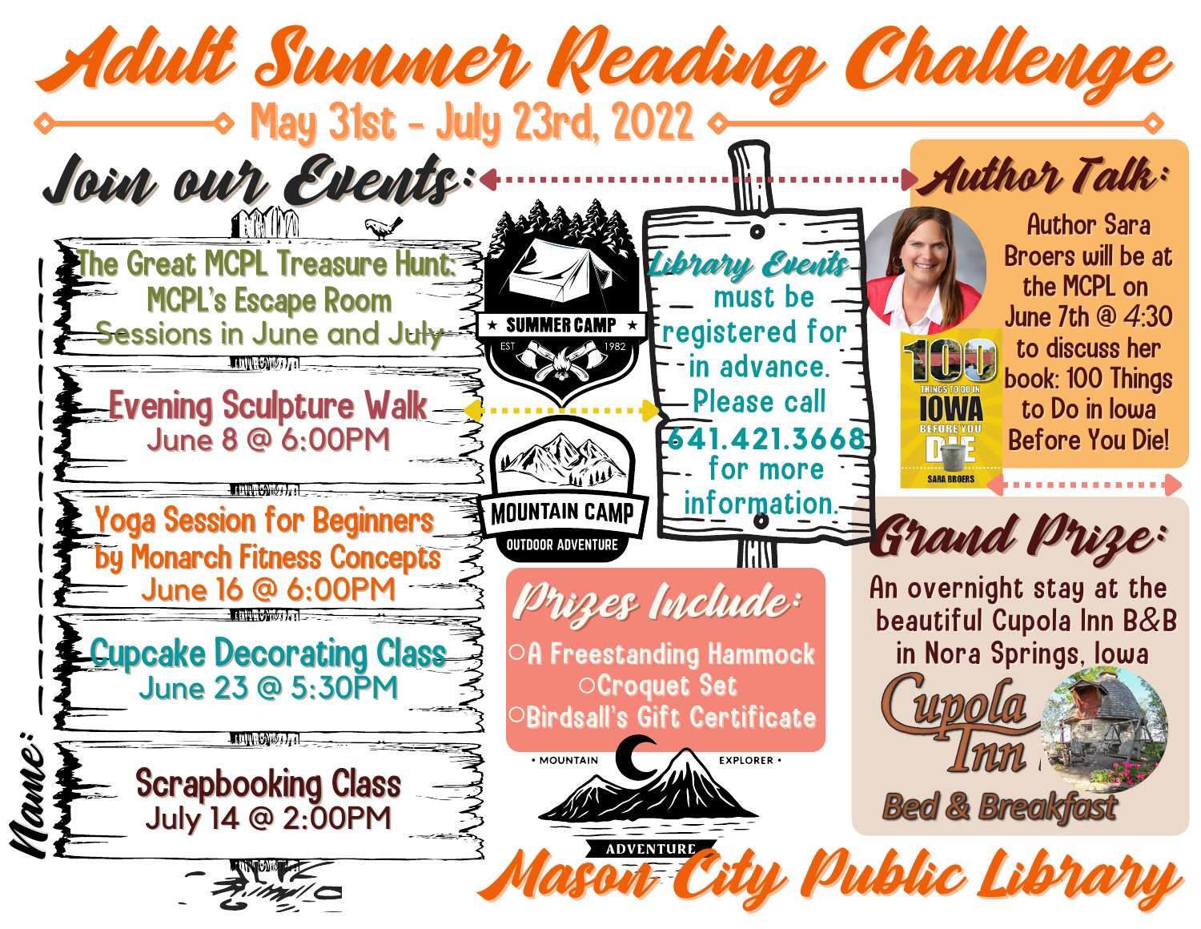# Adult Summer Reading Challenge

May 31st - July 23rd, 2022

## Join our Events:

**The Great MCPL Treasure Hunt: MCPL's Escape Room**
Sessions in June and July

**Evening Sculpture Walk**
June 8 @ 6:00PM

**Yoga Session for Beginners by Monarch Fitness Concepts**
June 16 @ 6:00PM

**Cupcake Decorating Class**
June 23 @ 5:30PM

**Scrapbooking Class**
July 14 @ 2:00PM

Name:

SUMMER CAMP
EST 1982

MOUNTAIN CAMP
OUTDOOR ADVENTURE

*Library Events* must be registered for in advance. Please call 641.421.3668 for more information.

## Author Talk:

Author Sara Broers will be at the MCPL on June 7th @ 4:30 to discuss her book: 100 Things to Do in Iowa Before You Die!

100 THINGS TO DO IN IOWA BEFORE YOU DIE
SARA BROERS

## Prizes Include:

- A Freestanding Hammock
- Croquet Set
- Birdsall's Gift Certificate

MOUNTAIN EXPLORER
ADVENTURE

## Grand Prize:

An overnight stay at the beautiful Cupola Inn B&B in Nora Springs, Iowa

Cupola Inn
Bed & Breakfast

# Mason City Public Library